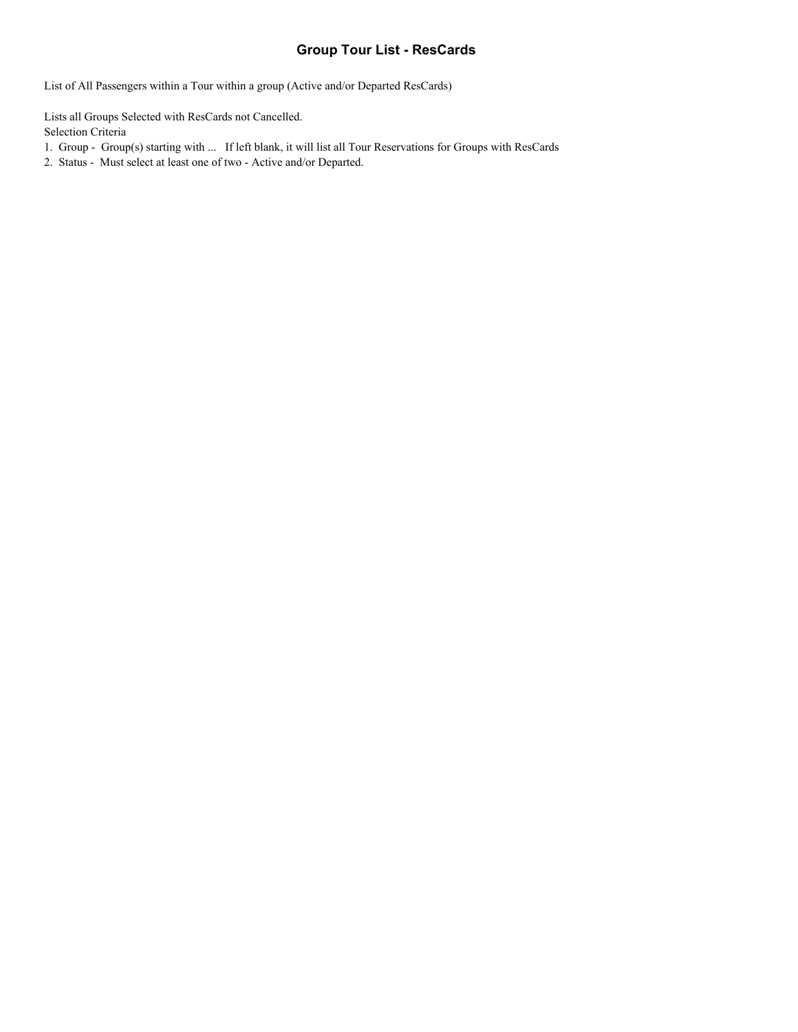# Group Tour List - ResCards

List of All Passengers within a Tour within a group (Active and/or Departed ResCards)

Lists all Groups Selected with ResCards not Cancelled.
Selection Criteria

1. Group - Group(s) starting with ... If left blank, it will list all Tour Reservations for Groups with ResCards
2. Status - Must select at least one of two - Active and/or Departed.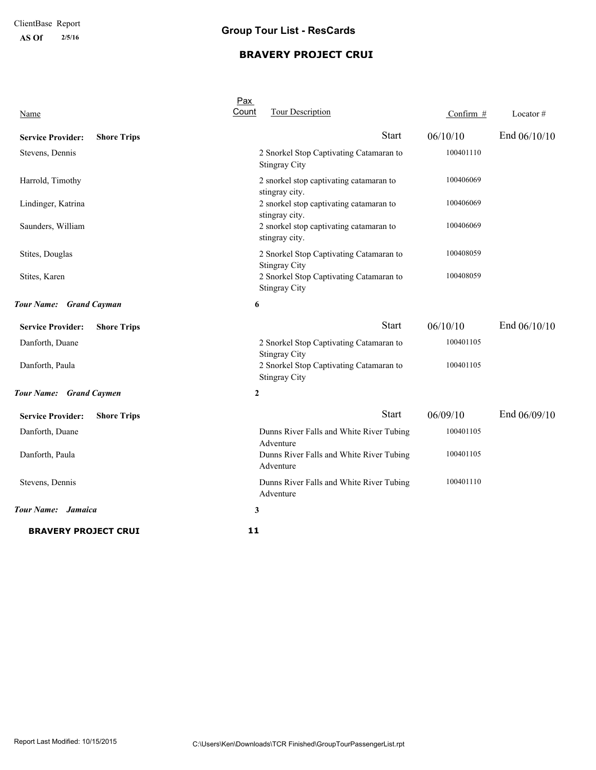ClientBase Report
**AS Of** **2/5/16**

# Group Tour List - ResCards

## BRAVERY PROJECT CRUI

| Name | Pax Count | Tour Description | Confirm # | Locator # |
|---|---|---|---|---|
| **Service Provider:** **Shore Trips** | | Start | 06/10/10 | End 06/10/10 |
| Stevens, Dennis | | 2 Snorkel Stop Captivating Catamaran to Stingray City | 100401110 | |
| Harrold, Timothy | | 2 snorkel stop captivating catamaran to stingray city. | 100406069 | |
| Lindinger, Katrina | | 2 snorkel stop captivating catamaran to stingray city. | 100406069 | |
| Saunders, William | | 2 snorkel stop captivating catamaran to stingray city. | 100406069 | |
| Stites, Douglas | | 2 Snorkel Stop Captivating Catamaran to Stingray City | 100408059 | |
| Stites, Karen | | 2 Snorkel Stop Captivating Catamaran to Stingray City | 100408059 | |
| ***Tour Name: Grand Cayman*** | **6** | | | |
| **Service Provider:** **Shore Trips** | | Start | 06/10/10 | End 06/10/10 |
| Danforth, Duane | | 2 Snorkel Stop Captivating Catamaran to Stingray City | 100401105 | |
| Danforth, Paula | | 2 Snorkel Stop Captivating Catamaran to Stingray City | 100401105 | |
| ***Tour Name: Grand Caymen*** | **2** | | | |
| **Service Provider:** **Shore Trips** | | Start | 06/09/10 | End 06/09/10 |
| Danforth, Duane | | Dunns River Falls and White River Tubing Adventure | 100401105 | |
| Danforth, Paula | | Dunns River Falls and White River Tubing Adventure | 100401105 | |
| Stevens, Dennis | | Dunns River Falls and White River Tubing Adventure | 100401110 | |
| ***Tour Name: Jamaica*** | **3** | | | |
| **BRAVERY PROJECT CRUI** | **11** | | | |

Report Last Modified: 10/15/2015 C:\Users\Ken\Downloads\TCR Finished\GroupTourPassengerList.rpt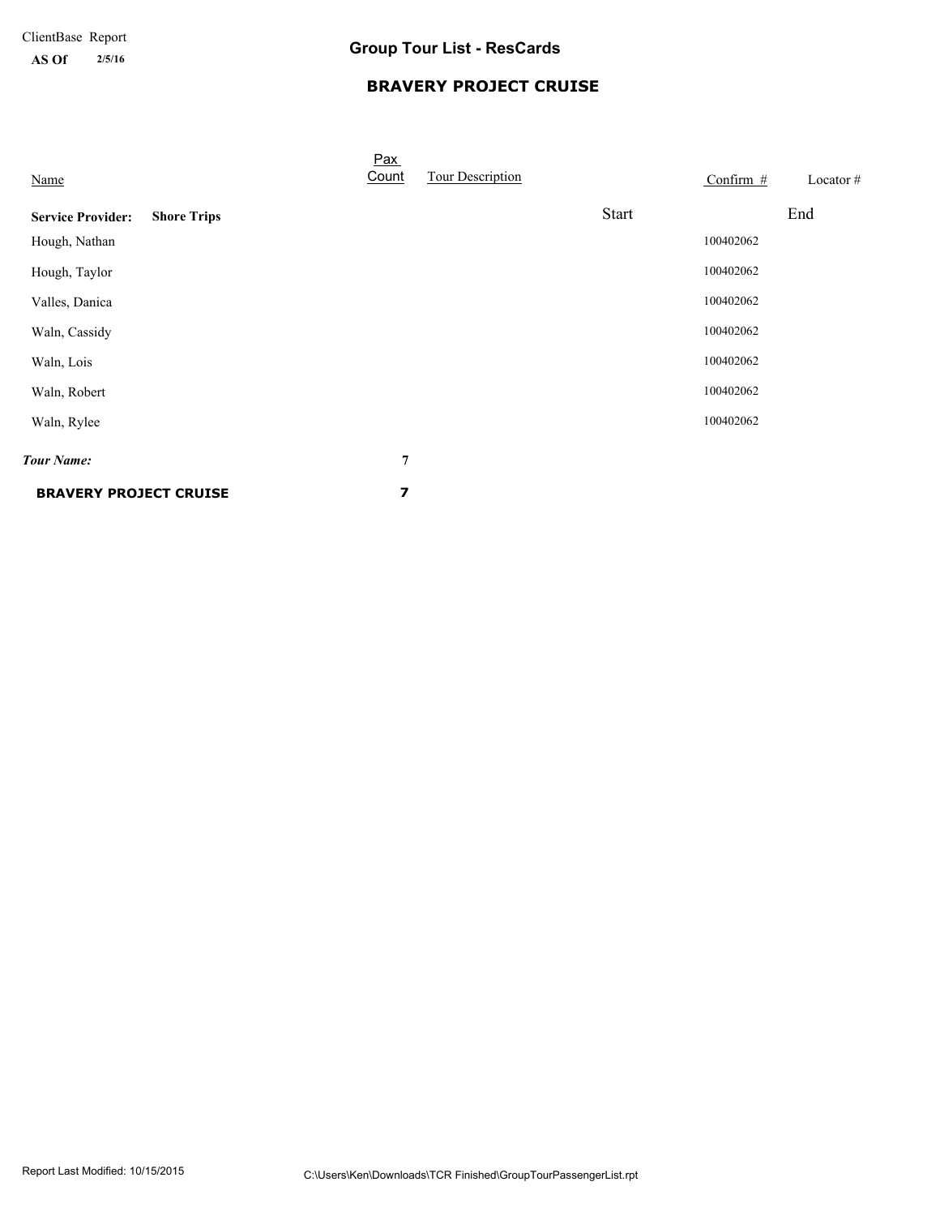ClientBase Report

**AS Of** **2/5/16**

## Group Tour List - ResCards

## BRAVERY PROJECT CRUISE

| Name | Pax Count | Tour Description | Start | Confirm # | End | Locator # |
|---|---|---|---|---|---|---|
| **Service Provider:** **Shore Trips** | | | | | | |
| Hough, Nathan | | | | 100402062 | | |
| Hough, Taylor | | | | 100402062 | | |
| Valles, Danica | | | | 100402062 | | |
| Waln, Cassidy | | | | 100402062 | | |
| Waln, Lois | | | | 100402062 | | |
| Waln, Robert | | | | 100402062 | | |
| Waln, Rylee | | | | 100402062 | | |
| ***Tour Name:*** | 7 | | | | | |
| **BRAVERY PROJECT CRUISE** | **7** | | | | | |

Report Last Modified: 10/15/2015

C:\Users\Ken\Downloads\TCR Finished\GroupTourPassengerList.rpt